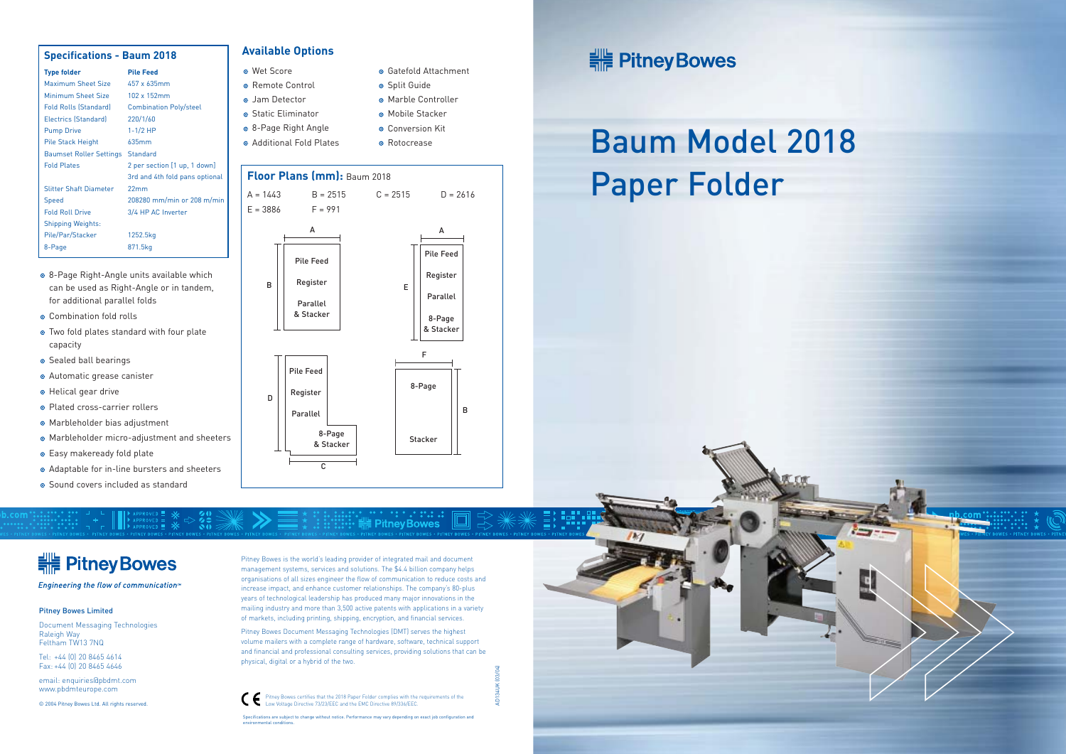# Pitney Bowes

# Baum Model 2018 Paper Folder

## Specifications - Baum 2018

| Type folder | Pile Feed |
|---|---|
| Maximum Sheet Size | 457 x 635mm |
| Minimum Sheet Size | 102 x 152mm |
| Fold Rolls (Standard) | Combination Poly/steel |
| Electrics (Standard) | 220/1/60 |
| Pump Drive | 1-1/2 HP |
| Pile Stack Height | 635mm |
| Baumset Roller Settings | Standard |
| Fold Plates | 2 per section (1 up, 1 down) 3rd and 4th fold pans optional |
| Slitter Shaft Diameter | 22mm |
| Speed | 208280 mm/min or 208 m/min |
| Fold Roll Drive | 3/4 HP AC Inverter |
| Shipping Weights: | |
| Pile/Par/Stacker | 1252.5kg |
| 8-Page | 871.5kg |

- 8-Page Right-Angle units available which can be used as Right-Angle or in tandem, for additional parallel folds
- Combination fold rolls
- Two fold plates standard with four plate capacity
- Sealed ball bearings
- Automatic grease canister
- Helical gear drive
- Plated cross-carrier rollers
- Marbleholder bias adjustment
- Marbleholder micro-adjustment and sheeters
- Easy makeready fold plate
- Adaptable for in-line bursters and sheeters
- Sound covers included as standard

## Available Options

- Wet Score
- Remote Control
- Jam Detector
- Static Eliminator
- 8-Page Right Angle
- Additional Fold Plates
- Gatefold Attachment
- Split Guide
- Marble Controller
- Mobile Stacker
- Conversion Kit
- Rotocrease

## Floor Plans (mm): Baum 2018

A = 1443 B = 2515 C = 2515 D = 2616
E = 3886 F = 991

Pile Feed, Register, Parallel & Stacker

Pile Feed, Register, Parallel, 8-Page & Stacker

Pile Feed, Register, Parallel, 8-Page & Stacker

8-Page, Stacker

---

# Pitney Bowes

*Engineering the flow of communication™*

**Pitney Bowes Limited**

Document Messaging Technologies
Raleigh Way
Feltham TW13 7NQ

Tel: +44 (0) 20 8465 4614
Fax: +44 (0) 20 8465 4646

email: enquiries@pbdmt.com
www.pbdmteurope.com

© 2004 Pitney Bowes Ltd. All rights reserved.

Pitney Bowes is the world's leading provider of integrated mail and document management systems, services and solutions. The $4.4 billion company helps organisations of all sizes engineer the flow of communication to reduce costs and increase impact, and enhance customer relationships. The company's 80-plus years of technological leadership has produced many major innovations in the mailing industry and more than 3,500 active patents with applications in a variety of markets, including printing, shipping, encryption, and financial services.

Pitney Bowes Document Messaging Technologies (DMT) serves the highest volume mailers with a complete range of hardware, software, technical support and financial and professional consulting services, providing solutions that can be physical, digital or a hybrid of the two.

CE Pitney Bowes certifies that the 2018 Paper Folder complies with the requirements of the Low Voltage Directive 73/23/EEC and the EMC Directive 89/336/EEC.

Specifications are subject to change without notice. Performance may vary depending on exact job configuration and environmental conditions.

AD1340UK (03/04)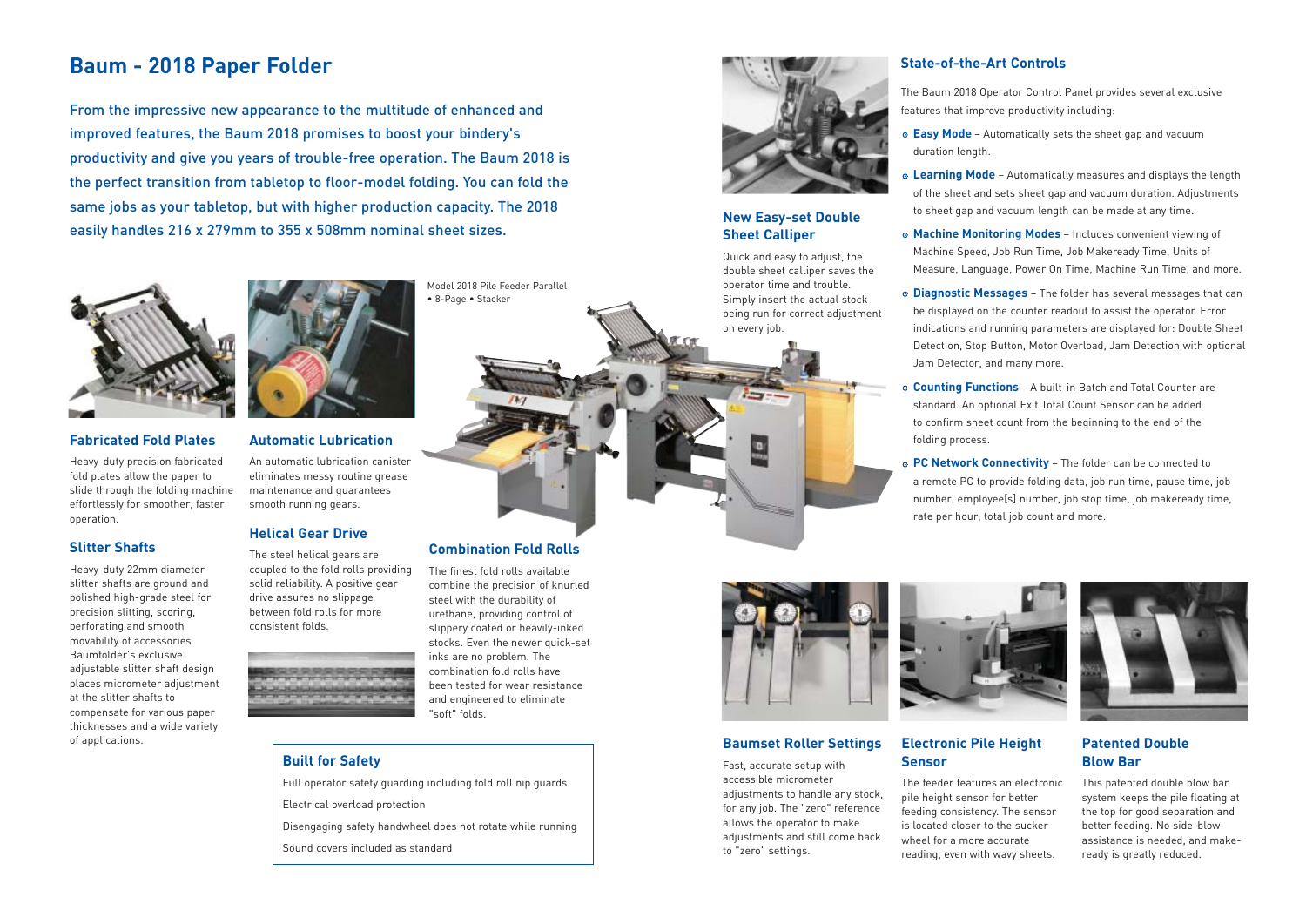# Baum - 2018 Paper Folder

From the impressive new appearance to the multitude of enhanced and improved features, the Baum 2018 promises to boost your bindery's productivity and give you years of trouble-free operation. The Baum 2018 is the perfect transition from tabletop to floor-model folding. You can fold the same jobs as your tabletop, but with higher production capacity. The 2018 easily handles 216 x 279mm to 355 x 508mm nominal sheet sizes.

Model 2018 Pile Feeder Parallel
• 8-Page • Stacker

### Fabricated Fold Plates

Heavy-duty precision fabricated fold plates allow the paper to slide through the folding machine effortlessly for smoother, faster operation.

### Slitter Shafts

Heavy-duty 22mm diameter slitter shafts are ground and polished high-grade steel for precision slitting, scoring, perforating and smooth movability of accessories. Baumfolder's exclusive adjustable slitter shaft design places micrometer adjustment at the slitter shafts to compensate for various paper thicknesses and a wide variety of applications.

### Automatic Lubrication

An automatic lubrication canister eliminates messy routine grease maintenance and guarantees smooth running gears.

### Helical Gear Drive

The steel helical gears are coupled to the fold rolls providing solid reliability. A positive gear drive assures no slippage between fold rolls for more consistent folds.

### Combination Fold Rolls

The finest fold rolls available combine the precision of knurled steel with the durability of urethane, providing control of slippery coated or heavily-inked stocks. Even the newer quick-set inks are no problem. The combination fold rolls have been tested for wear resistance and engineered to eliminate "soft" folds.

### Built for Safety

Full operator safety guarding including fold roll nip guards

Electrical overload protection

Disengaging safety handwheel does not rotate while running

Sound covers included as standard

### New Easy-set Double Sheet Calliper

Quick and easy to adjust, the double sheet calliper saves the operator time and trouble. Simply insert the actual stock being run for correct adjustment on every job.

### State-of-the-Art Controls

The Baum 2018 Operator Control Panel provides several exclusive features that improve productivity including:

- **Easy Mode** – Automatically sets the sheet gap and vacuum duration length.
- **Learning Mode** – Automatically measures and displays the length of the sheet and sets sheet gap and vacuum duration. Adjustments to sheet gap and vacuum length can be made at any time.
- **Machine Monitoring Modes** – Includes convenient viewing of Machine Speed, Job Run Time, Job Makeready Time, Units of Measure, Language, Power On Time, Machine Run Time, and more.
- **Diagnostic Messages** – The folder has several messages that can be displayed on the counter readout to assist the operator. Error indications and running parameters are displayed for: Double Sheet Detection, Stop Button, Motor Overload, Jam Detection with optional Jam Detector, and many more.
- **Counting Functions** – A built-in Batch and Total Counter are standard. An optional Exit Total Count Sensor can be added to confirm sheet count from the beginning to the end of the folding process.
- **PC Network Connectivity** – The folder can be connected to a remote PC to provide folding data, job run time, pause time, job number, employee[s] number, job stop time, job makeready time, rate per hour, total job count and more.

### Baumset Roller Settings

Fast, accurate setup with accessible micrometer adjustments to handle any stock, for any job. The "zero" reference allows the operator to make adjustments and still come back to "zero" settings.

### Electronic Pile Height Sensor

The feeder features an electronic pile height sensor for better feeding consistency. The sensor is located closer to the sucker wheel for a more accurate reading, even with wavy sheets.

### Patented Double Blow Bar

This patented double blow bar system keeps the pile floating at the top for good separation and better feeding. No side-blow assistance is needed, and make-ready is greatly reduced.